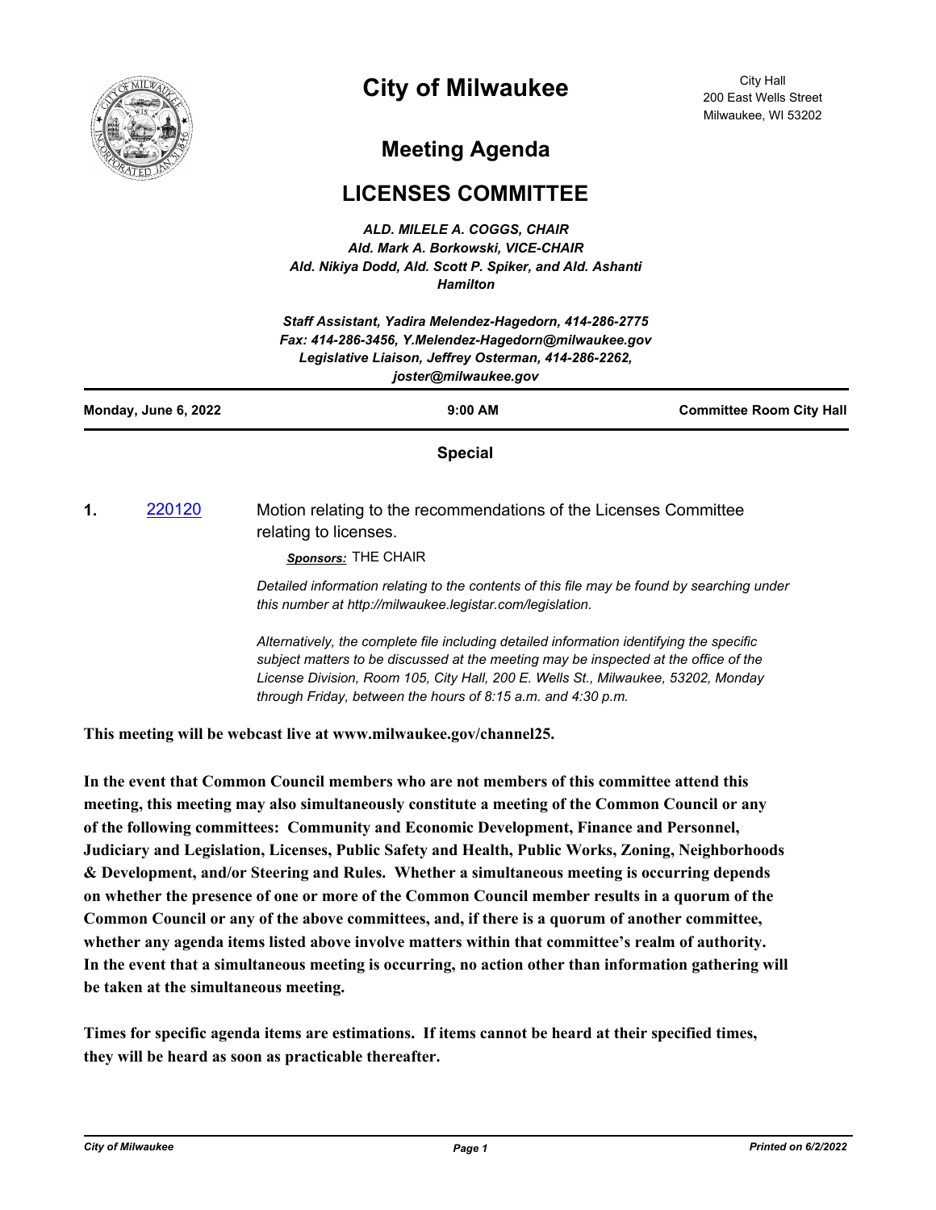# City of Milwaukee

City Hall
200 East Wells Street
Milwaukee, WI 53202

## Meeting Agenda

## LICENSES COMMITTEE

*ALD. MILELE A. COGGS, CHAIR*
*Ald. Mark A. Borkowski, VICE-CHAIR*
*Ald. Nikiya Dodd, Ald. Scott P. Spiker, and Ald. Ashanti Hamilton*

*Staff Assistant, Yadira Melendez-Hagedorn, 414-286-2775*
*Fax: 414-286-3456, Y.Melendez-Hagedorn@milwaukee.gov*
*Legislative Liaison, Jeffrey Osterman, 414-286-2262, joster@milwaukee.gov*

**Monday, June 6, 2022** | **9:00 AM** | **Committee Room City Hall**

**Special**

**1.** 220120 — Motion relating to the recommendations of the Licenses Committee relating to licenses.

***Sponsors:*** THE CHAIR

*Detailed information relating to the contents of this file may be found by searching under this number at http://milwaukee.legistar.com/legislation.*

*Alternatively, the complete file including detailed information identifying the specific subject matters to be discussed at the meeting may be inspected at the office of the License Division, Room 105, City Hall, 200 E. Wells St., Milwaukee, 53202, Monday through Friday, between the hours of 8:15 a.m. and 4:30 p.m.*

**This meeting will be webcast live at www.milwaukee.gov/channel25.**

**In the event that Common Council members who are not members of this committee attend this meeting, this meeting may also simultaneously constitute a meeting of the Common Council or any of the following committees: Community and Economic Development, Finance and Personnel, Judiciary and Legislation, Licenses, Public Safety and Health, Public Works, Zoning, Neighborhoods & Development, and/or Steering and Rules. Whether a simultaneous meeting is occurring depends on whether the presence of one or more of the Common Council member results in a quorum of the Common Council or any of the above committees, and, if there is a quorum of another committee, whether any agenda items listed above involve matters within that committee's realm of authority. In the event that a simultaneous meeting is occurring, no action other than information gathering will be taken at the simultaneous meeting.**

**Times for specific agenda items are estimations. If items cannot be heard at their specified times, they will be heard as soon as practicable thereafter.**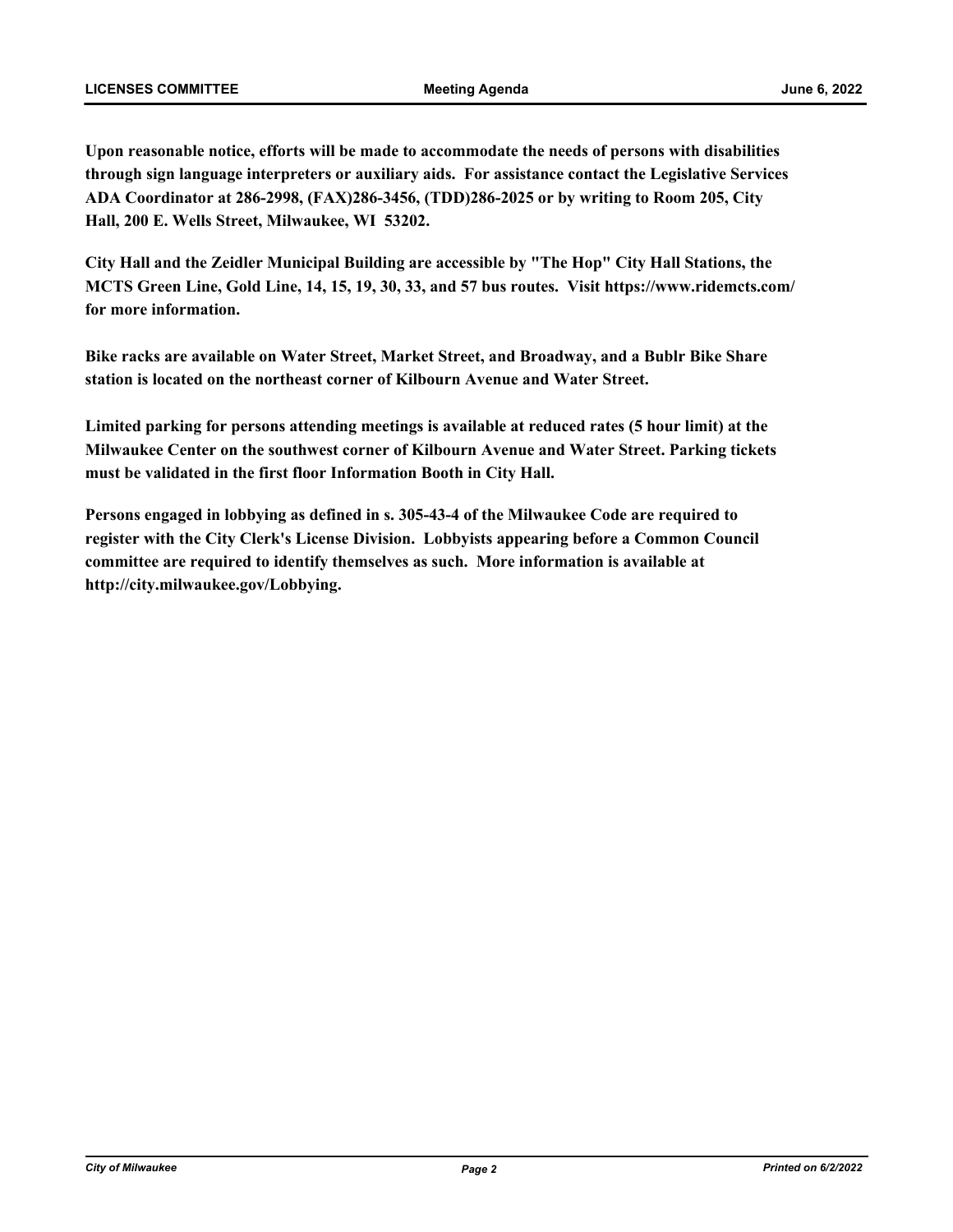**Upon reasonable notice, efforts will be made to accommodate the needs of persons with disabilities through sign language interpreters or auxiliary aids. For assistance contact the Legislative Services ADA Coordinator at 286-2998, (FAX)286-3456, (TDD)286-2025 or by writing to Room 205, City Hall, 200 E. Wells Street, Milwaukee, WI 53202.**

**City Hall and the Zeidler Municipal Building are accessible by "The Hop" City Hall Stations, the MCTS Green Line, Gold Line, 14, 15, 19, 30, 33, and 57 bus routes. Visit https://www.ridemcts.com/ for more information.**

**Bike racks are available on Water Street, Market Street, and Broadway, and a Bublr Bike Share station is located on the northeast corner of Kilbourn Avenue and Water Street.**

**Limited parking for persons attending meetings is available at reduced rates (5 hour limit) at the Milwaukee Center on the southwest corner of Kilbourn Avenue and Water Street. Parking tickets must be validated in the first floor Information Booth in City Hall.**

**Persons engaged in lobbying as defined in s. 305-43-4 of the Milwaukee Code are required to register with the City Clerk's License Division. Lobbyists appearing before a Common Council committee are required to identify themselves as such. More information is available at http://city.milwaukee.gov/Lobbying.**